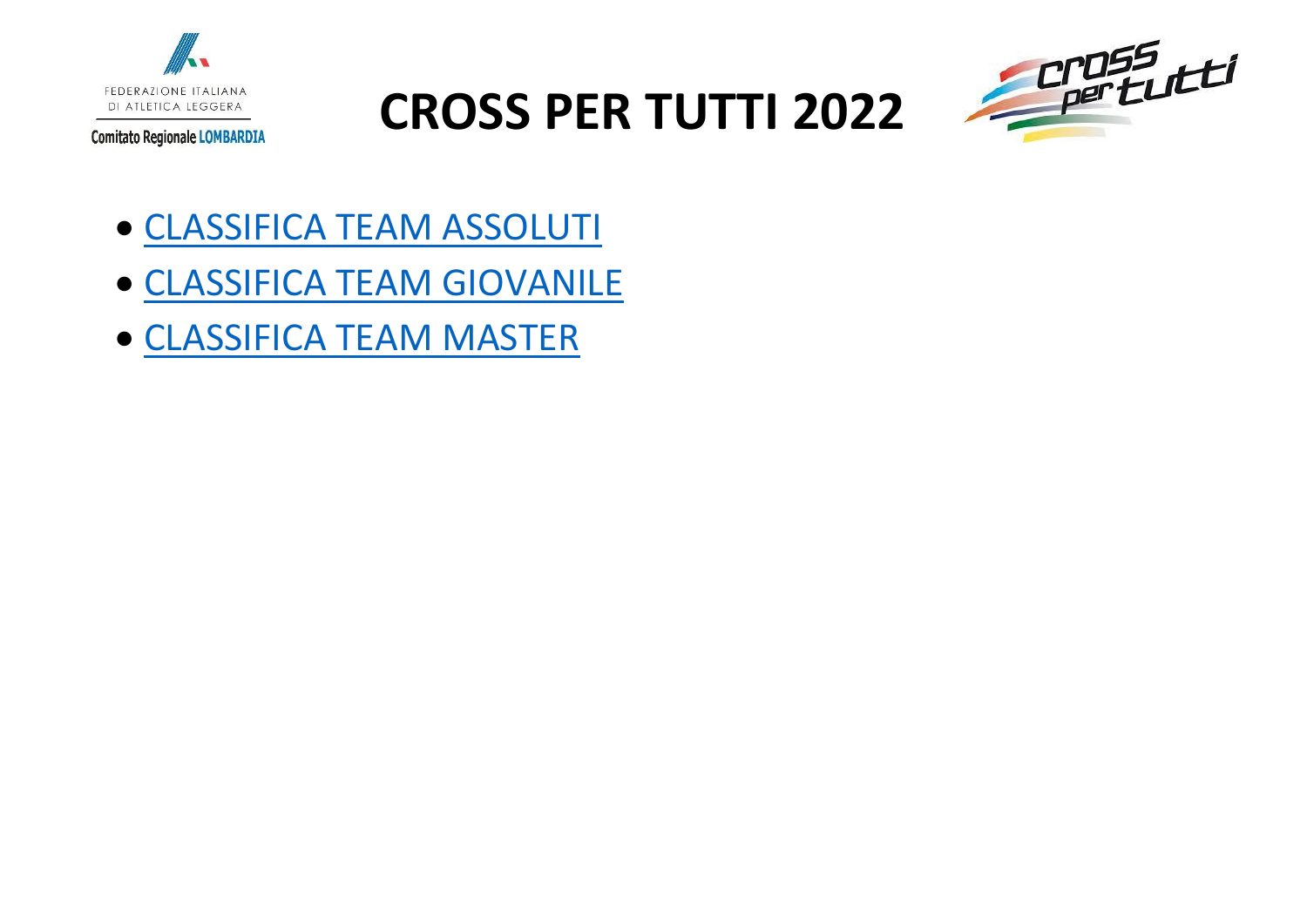FEDERAZIONE ITALIANA DI ATLETICA LEGGERA

Comitato Regionale LOMBARDIA

# CROSS PER TUTTI 2022

- CLASSIFICA TEAM ASSOLUTI
- CLASSIFICA TEAM GIOVANILE
- CLASSIFICA TEAM MASTER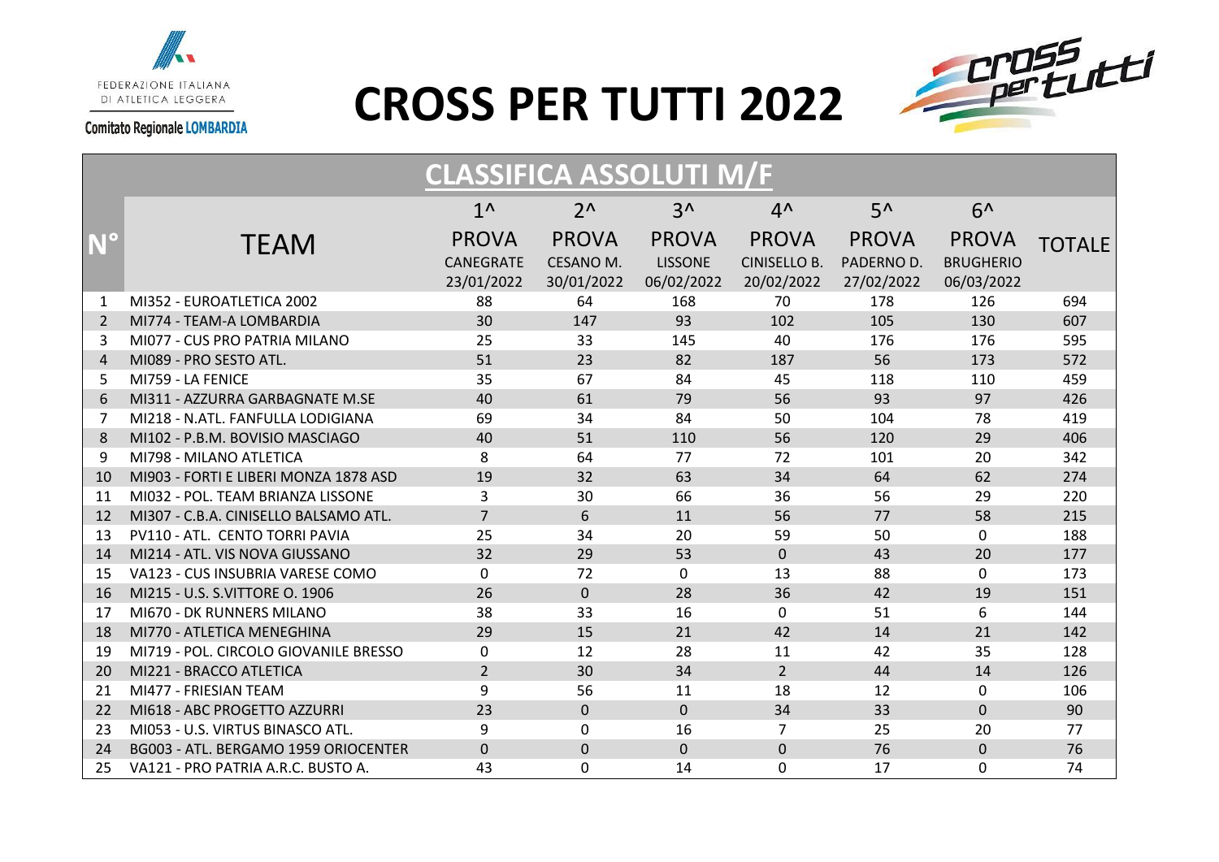FEDERAZIONE ITALIANA DI ATLETICA LEGGERA

Comitato Regionale LOMBARDIA

# CROSS PER TUTTI 2022

## CLASSIFICA ASSOLUTI M/F

| N° | TEAM | 1^ PROVA CANEGRATE 23/01/2022 | 2^ PROVA CESANO M. 30/01/2022 | 3^ PROVA LISSONE 06/02/2022 | 4^ PROVA CINISELLO B. 20/02/2022 | 5^ PROVA PADERNO D. 27/02/2022 | 6^ PROVA BRUGHERIO 06/03/2022 | TOTALE |
|---|---|---|---|---|---|---|---|---|
| 1 | MI352 - EUROATLETICA 2002 | 88 | 64 | 168 | 70 | 178 | 126 | 694 |
| 2 | MI774 - TEAM-A LOMBARDIA | 30 | 147 | 93 | 102 | 105 | 130 | 607 |
| 3 | MI077 - CUS PRO PATRIA MILANO | 25 | 33 | 145 | 40 | 176 | 176 | 595 |
| 4 | MI089 - PRO SESTO ATL. | 51 | 23 | 82 | 187 | 56 | 173 | 572 |
| 5 | MI759 - LA FENICE | 35 | 67 | 84 | 45 | 118 | 110 | 459 |
| 6 | MI311 - AZZURRA GARBAGNATE M.SE | 40 | 61 | 79 | 56 | 93 | 97 | 426 |
| 7 | MI218 - N.ATL. FANFULLA LODIGIANA | 69 | 34 | 84 | 50 | 104 | 78 | 419 |
| 8 | MI102 - P.B.M. BOVISIO MASCIAGO | 40 | 51 | 110 | 56 | 120 | 29 | 406 |
| 9 | MI798 - MILANO ATLETICA | 8 | 64 | 77 | 72 | 101 | 20 | 342 |
| 10 | MI903 - FORTI E LIBERI MONZA 1878 ASD | 19 | 32 | 63 | 34 | 64 | 62 | 274 |
| 11 | MI032 - POL. TEAM BRIANZA LISSONE | 3 | 30 | 66 | 36 | 56 | 29 | 220 |
| 12 | MI307 - C.B.A. CINISELLO BALSAMO ATL. | 7 | 6 | 11 | 56 | 77 | 58 | 215 |
| 13 | PV110 - ATL. CENTO TORRI PAVIA | 25 | 34 | 20 | 59 | 50 | 0 | 188 |
| 14 | MI214 - ATL. VIS NOVA GIUSSANO | 32 | 29 | 53 | 0 | 43 | 20 | 177 |
| 15 | VA123 - CUS INSUBRIA VARESE COMO | 0 | 72 | 0 | 13 | 88 | 0 | 173 |
| 16 | MI215 - U.S. S.VITTORE O. 1906 | 26 | 0 | 28 | 36 | 42 | 19 | 151 |
| 17 | MI670 - DK RUNNERS MILANO | 38 | 33 | 16 | 0 | 51 | 6 | 144 |
| 18 | MI770 - ATLETICA MENEGHINA | 29 | 15 | 21 | 42 | 14 | 21 | 142 |
| 19 | MI719 - POL. CIRCOLO GIOVANILE BRESSO | 0 | 12 | 28 | 11 | 42 | 35 | 128 |
| 20 | MI221 - BRACCO ATLETICA | 2 | 30 | 34 | 2 | 44 | 14 | 126 |
| 21 | MI477 - FRIESIAN TEAM | 9 | 56 | 11 | 18 | 12 | 0 | 106 |
| 22 | MI618 - ABC PROGETTO AZZURRI | 23 | 0 | 0 | 34 | 33 | 0 | 90 |
| 23 | MI053 - U.S. VIRTUS BINASCO ATL. | 9 | 0 | 16 | 7 | 25 | 20 | 77 |
| 24 | BG003 - ATL. BERGAMO 1959 ORIOCENTER | 0 | 0 | 0 | 0 | 76 | 0 | 76 |
| 25 | VA121 - PRO PATRIA A.R.C. BUSTO A. | 43 | 0 | 14 | 0 | 17 | 0 | 74 |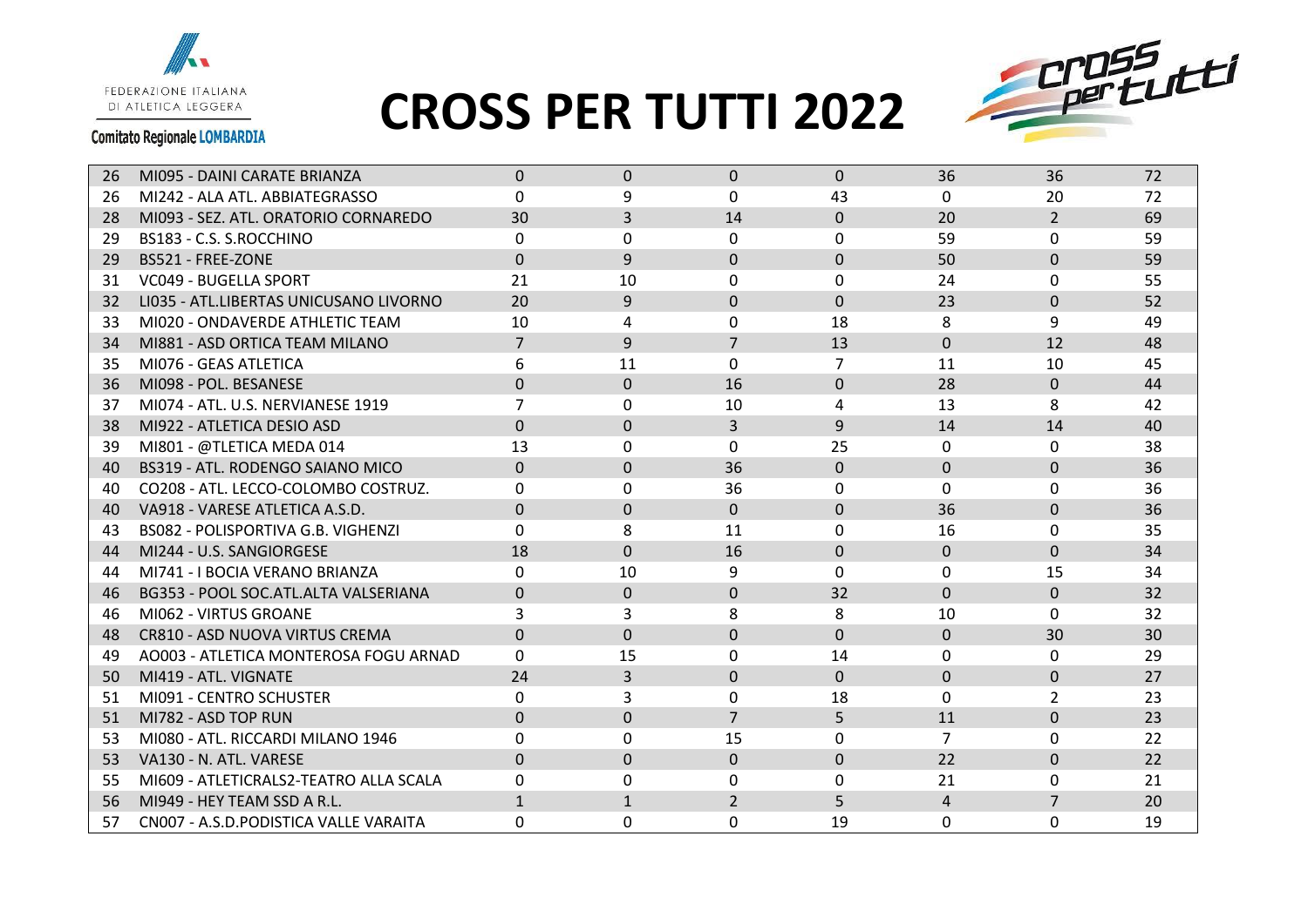# CROSS PER TUTTI 2022

FEDERAZIONE ITALIANA DI ATLETICA LEGGERA

Comitato Regionale LOMBARDIA

| | | | | | | | | |
|---|---|---|---|---|---|---|---|---|
| 26 | MI095 - DAINI CARATE BRIANZA | 0 | 0 | 0 | 0 | 36 | 36 | 72 |
| 26 | MI242 - ALA ATL. ABBIATEGRASSO | 0 | 9 | 0 | 43 | 0 | 20 | 72 |
| 28 | MI093 - SEZ. ATL. ORATORIO CORNAREDO | 30 | 3 | 14 | 0 | 20 | 2 | 69 |
| 29 | BS183 - C.S. S.ROCCHINO | 0 | 0 | 0 | 0 | 59 | 0 | 59 |
| 29 | BS521 - FREE-ZONE | 0 | 9 | 0 | 0 | 50 | 0 | 59 |
| 31 | VC049 - BUGELLA SPORT | 21 | 10 | 0 | 0 | 24 | 0 | 55 |
| 32 | LI035 - ATL.LIBERTAS UNICUSANO LIVORNO | 20 | 9 | 0 | 0 | 23 | 0 | 52 |
| 33 | MI020 - ONDAVERDE ATHLETIC TEAM | 10 | 4 | 0 | 18 | 8 | 9 | 49 |
| 34 | MI881 - ASD ORTICA TEAM MILANO | 7 | 9 | 7 | 13 | 0 | 12 | 48 |
| 35 | MI076 - GEAS ATLETICA | 6 | 11 | 0 | 7 | 11 | 10 | 45 |
| 36 | MI098 - POL. BESANESE | 0 | 0 | 16 | 0 | 28 | 0 | 44 |
| 37 | MI074 - ATL. U.S. NERVIANESE 1919 | 7 | 0 | 10 | 4 | 13 | 8 | 42 |
| 38 | MI922 - ATLETICA DESIO ASD | 0 | 0 | 3 | 9 | 14 | 14 | 40 |
| 39 | MI801 - @TLETICA MEDA 014 | 13 | 0 | 0 | 25 | 0 | 0 | 38 |
| 40 | BS319 - ATL. RODENGO SAIANO MICO | 0 | 0 | 36 | 0 | 0 | 0 | 36 |
| 40 | CO208 - ATL. LECCO-COLOMBO COSTRUZ. | 0 | 0 | 36 | 0 | 0 | 0 | 36 |
| 40 | VA918 - VARESE ATLETICA A.S.D. | 0 | 0 | 0 | 0 | 36 | 0 | 36 |
| 43 | BS082 - POLISPORTIVA G.B. VIGHENZI | 0 | 8 | 11 | 0 | 16 | 0 | 35 |
| 44 | MI244 - U.S. SANGIORGESE | 18 | 0 | 16 | 0 | 0 | 0 | 34 |
| 44 | MI741 - I BOCIA VERANO BRIANZA | 0 | 10 | 9 | 0 | 0 | 15 | 34 |
| 46 | BG353 - POOL SOC.ATL.ALTA VALSERIANA | 0 | 0 | 0 | 32 | 0 | 0 | 32 |
| 46 | MI062 - VIRTUS GROANE | 3 | 3 | 8 | 8 | 10 | 0 | 32 |
| 48 | CR810 - ASD NUOVA VIRTUS CREMA | 0 | 0 | 0 | 0 | 0 | 30 | 30 |
| 49 | AO003 - ATLETICA MONTEROSA FOGU ARNAD | 0 | 15 | 0 | 14 | 0 | 0 | 29 |
| 50 | MI419 - ATL. VIGNATE | 24 | 3 | 0 | 0 | 0 | 0 | 27 |
| 51 | MI091 - CENTRO SCHUSTER | 0 | 3 | 0 | 18 | 0 | 2 | 23 |
| 51 | MI782 - ASD TOP RUN | 0 | 0 | 7 | 5 | 11 | 0 | 23 |
| 53 | MI080 - ATL. RICCARDI MILANO 1946 | 0 | 0 | 15 | 0 | 7 | 0 | 22 |
| 53 | VA130 - N. ATL. VARESE | 0 | 0 | 0 | 0 | 22 | 0 | 22 |
| 55 | MI609 - ATLETICRALS2-TEATRO ALLA SCALA | 0 | 0 | 0 | 0 | 21 | 0 | 21 |
| 56 | MI949 - HEY TEAM SSD A R.L. | 1 | 1 | 2 | 5 | 4 | 7 | 20 |
| 57 | CN007 - A.S.D.PODISTICA VALLE VARAITA | 0 | 0 | 0 | 19 | 0 | 0 | 19 |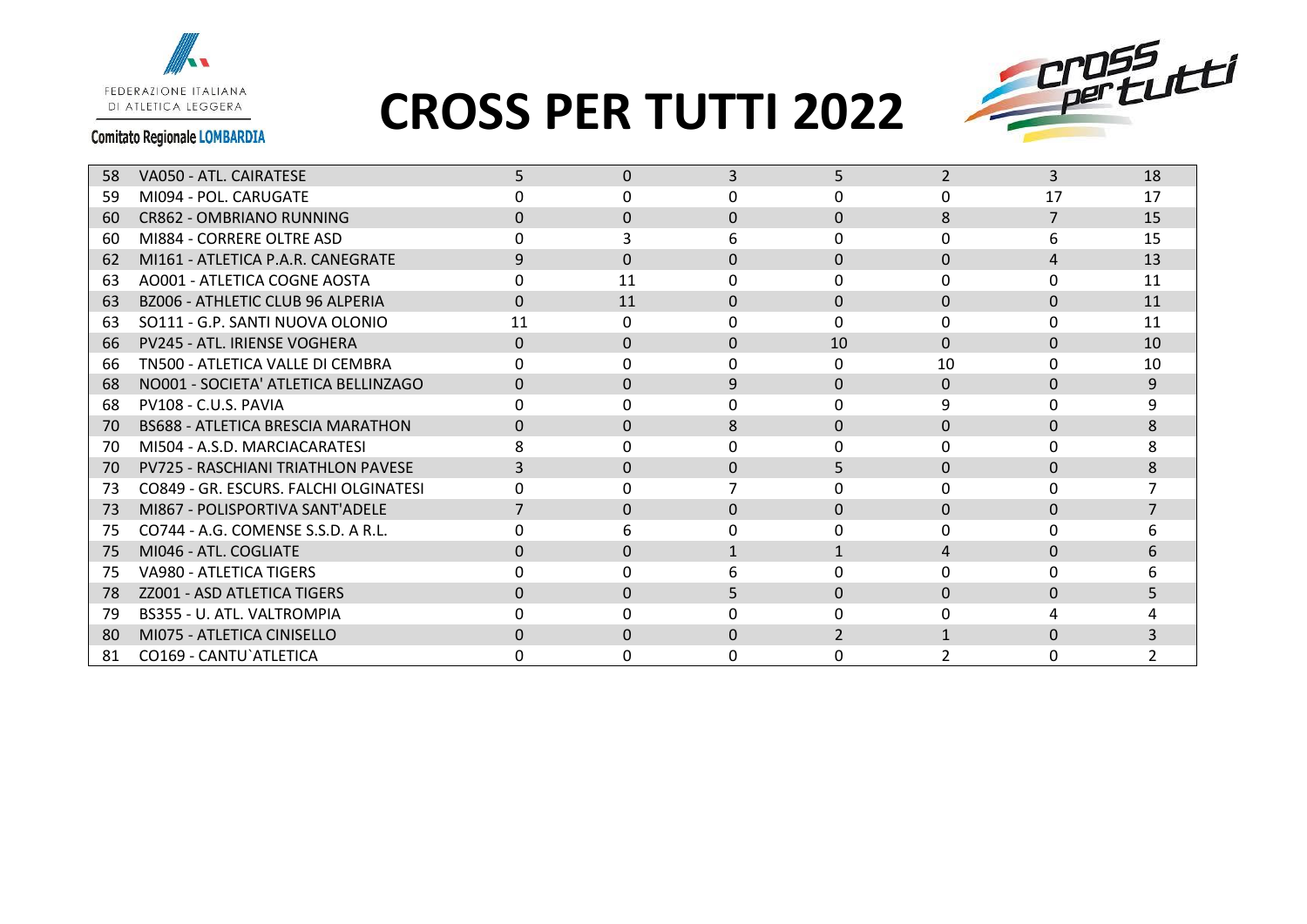# CROSS PER TUTTI 2022

FEDERAZIONE ITALIANA DI ATLETICA LEGGERA

Comitato Regionale LOMBARDIA

| | | | | | | | | |
|---|---|---|---|---|---|---|---|---|
| 58 | VA050 - ATL. CAIRATESE | 5 | 0 | 3 | 5 | 2 | 3 | 18 |
| 59 | MI094 - POL. CARUGATE | 0 | 0 | 0 | 0 | 0 | 17 | 17 |
| 60 | CR862 - OMBRIANO RUNNING | 0 | 0 | 0 | 0 | 8 | 7 | 15 |
| 60 | MI884 - CORRERE OLTRE ASD | 0 | 3 | 6 | 0 | 0 | 6 | 15 |
| 62 | MI161 - ATLETICA P.A.R. CANEGRATE | 9 | 0 | 0 | 0 | 0 | 4 | 13 |
| 63 | AO001 - ATLETICA COGNE AOSTA | 0 | 11 | 0 | 0 | 0 | 0 | 11 |
| 63 | BZ006 - ATHLETIC CLUB 96 ALPERIA | 0 | 11 | 0 | 0 | 0 | 0 | 11 |
| 63 | SO111 - G.P. SANTI NUOVA OLONIO | 11 | 0 | 0 | 0 | 0 | 0 | 11 |
| 66 | PV245 - ATL. IRIENSE VOGHERA | 0 | 0 | 0 | 10 | 0 | 0 | 10 |
| 66 | TN500 - ATLETICA VALLE DI CEMBRA | 0 | 0 | 0 | 0 | 10 | 0 | 10 |
| 68 | NO001 - SOCIETA' ATLETICA BELLINZAGO | 0 | 0 | 9 | 0 | 0 | 0 | 9 |
| 68 | PV108 - C.U.S. PAVIA | 0 | 0 | 0 | 0 | 9 | 0 | 9 |
| 70 | BS688 - ATLETICA BRESCIA MARATHON | 0 | 0 | 8 | 0 | 0 | 0 | 8 |
| 70 | MI504 - A.S.D. MARCIACARATESI | 8 | 0 | 0 | 0 | 0 | 0 | 8 |
| 70 | PV725 - RASCHIANI TRIATHLON PAVESE | 3 | 0 | 0 | 5 | 0 | 0 | 8 |
| 73 | CO849 - GR. ESCURS. FALCHI OLGINATESI | 0 | 0 | 7 | 0 | 0 | 0 | 7 |
| 73 | MI867 - POLISPORTIVA SANT'ADELE | 7 | 0 | 0 | 0 | 0 | 0 | 7 |
| 75 | CO744 - A.G. COMENSE S.S.D. A R.L. | 0 | 6 | 0 | 0 | 0 | 0 | 6 |
| 75 | MI046 - ATL. COGLIATE | 0 | 0 | 1 | 1 | 4 | 0 | 6 |
| 75 | VA980 - ATLETICA TIGERS | 0 | 0 | 6 | 0 | 0 | 0 | 6 |
| 78 | ZZ001 - ASD ATLETICA TIGERS | 0 | 0 | 5 | 0 | 0 | 0 | 5 |
| 79 | BS355 - U. ATL. VALTROMPIA | 0 | 0 | 0 | 0 | 0 | 4 | 4 |
| 80 | MI075 - ATLETICA CINISELLO | 0 | 0 | 0 | 2 | 1 | 0 | 3 |
| 81 | CO169 - CANTU`ATLETICA | 0 | 0 | 0 | 0 | 2 | 0 | 2 |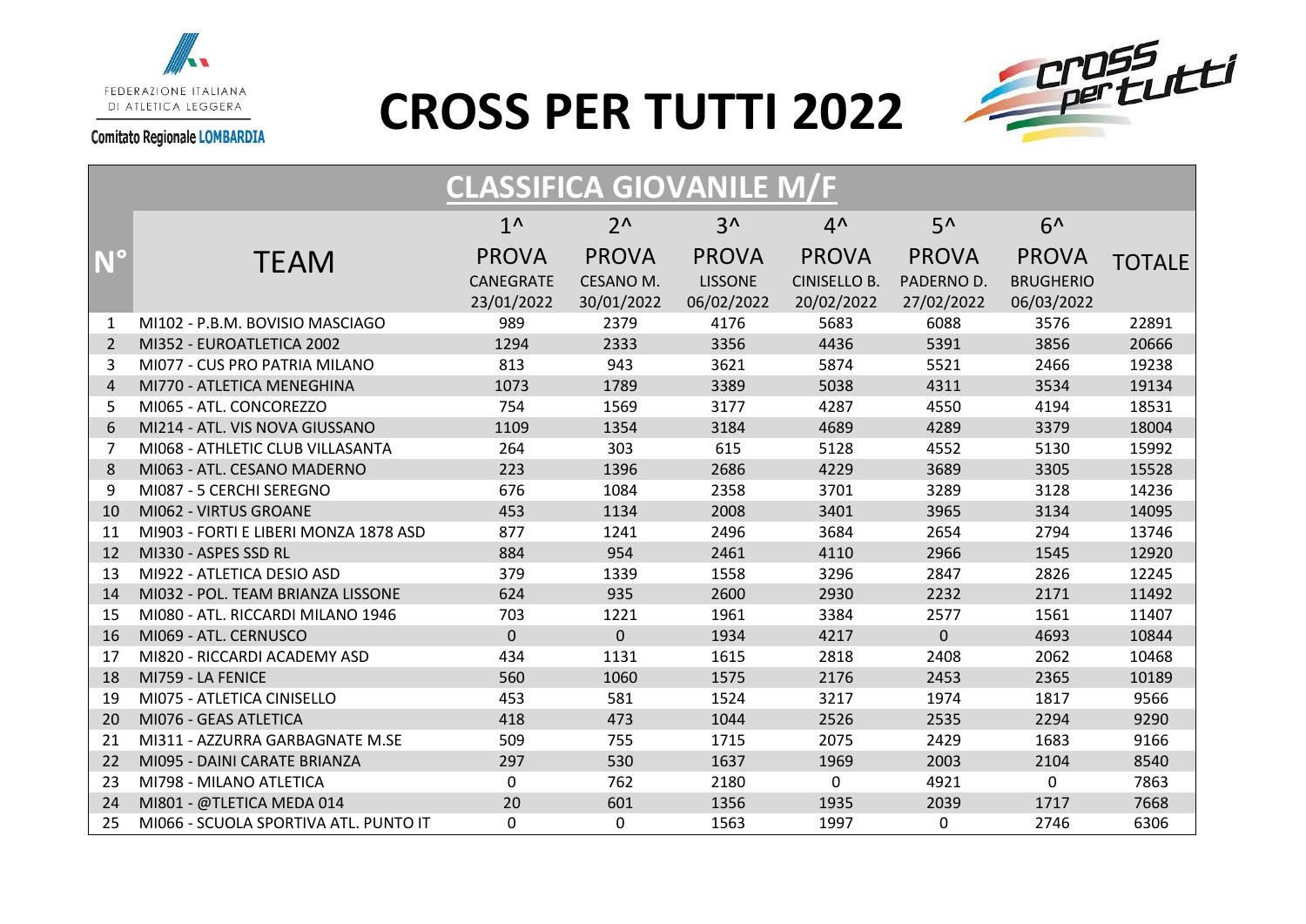FEDERAZIONE ITALIANA DI ATLETICA LEGGERA

Comitato Regionale LOMBARDIA

# CROSS PER TUTTI 2022

## CLASSIFICA GIOVANILE M/F

| N° | TEAM | 1^ PROVA CANEGRATE 23/01/2022 | 2^ PROVA CESANO M. 30/01/2022 | 3^ PROVA LISSONE 06/02/2022 | 4^ PROVA CINISELLO B. 20/02/2022 | 5^ PROVA PADERNO D. 27/02/2022 | 6^ PROVA BRUGHERIO 06/03/2022 | TOTALE |
|---|---|---|---|---|---|---|---|---|
| 1 | MI102 - P.B.M. BOVISIO MASCIAGO | 989 | 2379 | 4176 | 5683 | 6088 | 3576 | 22891 |
| 2 | MI352 - EUROATLETICA 2002 | 1294 | 2333 | 3356 | 4436 | 5391 | 3856 | 20666 |
| 3 | MI077 - CUS PRO PATRIA MILANO | 813 | 943 | 3621 | 5874 | 5521 | 2466 | 19238 |
| 4 | MI770 - ATLETICA MENEGHINA | 1073 | 1789 | 3389 | 5038 | 4311 | 3534 | 19134 |
| 5 | MI065 - ATL. CONCOREZZO | 754 | 1569 | 3177 | 4287 | 4550 | 4194 | 18531 |
| 6 | MI214 - ATL. VIS NOVA GIUSSANO | 1109 | 1354 | 3184 | 4689 | 4289 | 3379 | 18004 |
| 7 | MI068 - ATHLETIC CLUB VILLASANTA | 264 | 303 | 615 | 5128 | 4552 | 5130 | 15992 |
| 8 | MI063 - ATL. CESANO MADERNO | 223 | 1396 | 2686 | 4229 | 3689 | 3305 | 15528 |
| 9 | MI087 - 5 CERCHI SEREGNO | 676 | 1084 | 2358 | 3701 | 3289 | 3128 | 14236 |
| 10 | MI062 - VIRTUS GROANE | 453 | 1134 | 2008 | 3401 | 3965 | 3134 | 14095 |
| 11 | MI903 - FORTI E LIBERI MONZA 1878 ASD | 877 | 1241 | 2496 | 3684 | 2654 | 2794 | 13746 |
| 12 | MI330 - ASPES SSD RL | 884 | 954 | 2461 | 4110 | 2966 | 1545 | 12920 |
| 13 | MI922 - ATLETICA DESIO ASD | 379 | 1339 | 1558 | 3296 | 2847 | 2826 | 12245 |
| 14 | MI032 - POL. TEAM BRIANZA LISSONE | 624 | 935 | 2600 | 2930 | 2232 | 2171 | 11492 |
| 15 | MI080 - ATL. RICCARDI MILANO 1946 | 703 | 1221 | 1961 | 3384 | 2577 | 1561 | 11407 |
| 16 | MI069 - ATL. CERNUSCO | 0 | 0 | 1934 | 4217 | 0 | 4693 | 10844 |
| 17 | MI820 - RICCARDI ACADEMY ASD | 434 | 1131 | 1615 | 2818 | 2408 | 2062 | 10468 |
| 18 | MI759 - LA FENICE | 560 | 1060 | 1575 | 2176 | 2453 | 2365 | 10189 |
| 19 | MI075 - ATLETICA CINISELLO | 453 | 581 | 1524 | 3217 | 1974 | 1817 | 9566 |
| 20 | MI076 - GEAS ATLETICA | 418 | 473 | 1044 | 2526 | 2535 | 2294 | 9290 |
| 21 | MI311 - AZZURRA GARBAGNATE M.SE | 509 | 755 | 1715 | 2075 | 2429 | 1683 | 9166 |
| 22 | MI095 - DAINI CARATE BRIANZA | 297 | 530 | 1637 | 1969 | 2003 | 2104 | 8540 |
| 23 | MI798 - MILANO ATLETICA | 0 | 762 | 2180 | 0 | 4921 | 0 | 7863 |
| 24 | MI801 - @TLETICA MEDA 014 | 20 | 601 | 1356 | 1935 | 2039 | 1717 | 7668 |
| 25 | MI066 - SCUOLA SPORTIVA ATL. PUNTO IT | 0 | 0 | 1563 | 1997 | 0 | 2746 | 6306 |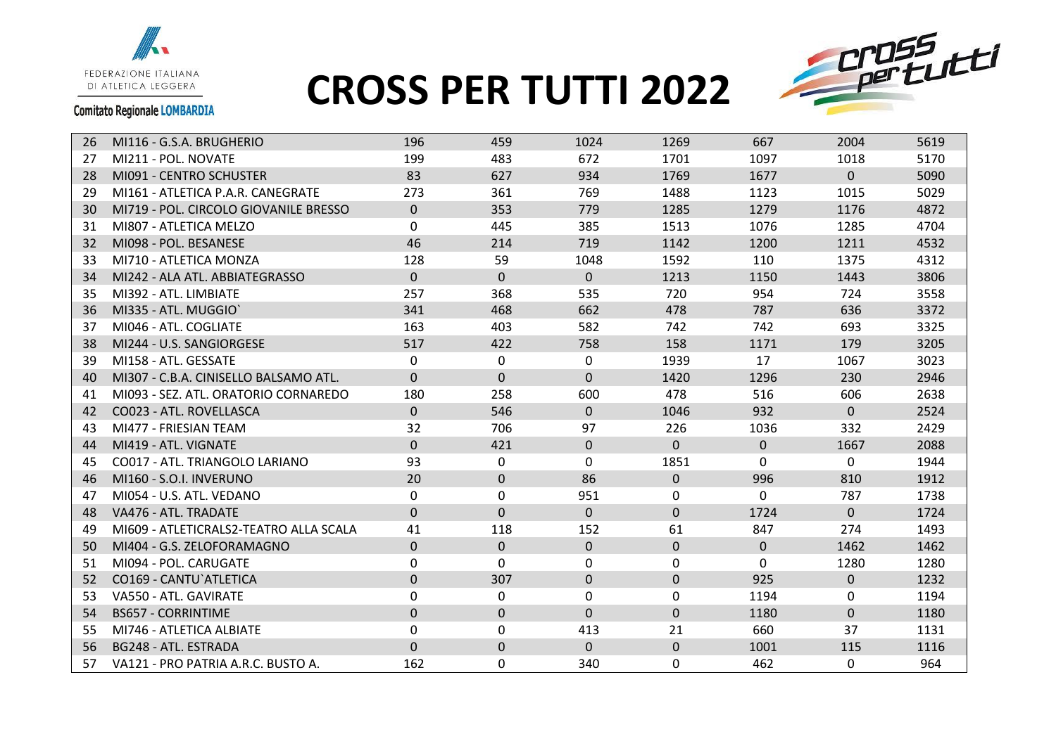# CROSS PER TUTTI 2022

FEDERAZIONE ITALIANA DI ATLETICA LEGGERA

Comitato Regionale LOMBARDIA

| | | | | | | | | |
|---|---|---|---|---|---|---|---|---|
| 26 | MI116 - G.S.A. BRUGHERIO | 196 | 459 | 1024 | 1269 | 667 | 2004 | 5619 |
| 27 | MI211 - POL. NOVATE | 199 | 483 | 672 | 1701 | 1097 | 1018 | 5170 |
| 28 | MI091 - CENTRO SCHUSTER | 83 | 627 | 934 | 1769 | 1677 | 0 | 5090 |
| 29 | MI161 - ATLETICA P.A.R. CANEGRATE | 273 | 361 | 769 | 1488 | 1123 | 1015 | 5029 |
| 30 | MI719 - POL. CIRCOLO GIOVANILE BRESSO | 0 | 353 | 779 | 1285 | 1279 | 1176 | 4872 |
| 31 | MI807 - ATLETICA MELZO | 0 | 445 | 385 | 1513 | 1076 | 1285 | 4704 |
| 32 | MI098 - POL. BESANESE | 46 | 214 | 719 | 1142 | 1200 | 1211 | 4532 |
| 33 | MI710 - ATLETICA MONZA | 128 | 59 | 1048 | 1592 | 110 | 1375 | 4312 |
| 34 | MI242 - ALA ATL. ABBIATEGRASSO | 0 | 0 | 0 | 1213 | 1150 | 1443 | 3806 |
| 35 | MI392 - ATL. LIMBIATE | 257 | 368 | 535 | 720 | 954 | 724 | 3558 |
| 36 | MI335 - ATL. MUGGIO` | 341 | 468 | 662 | 478 | 787 | 636 | 3372 |
| 37 | MI046 - ATL. COGLIATE | 163 | 403 | 582 | 742 | 742 | 693 | 3325 |
| 38 | MI244 - U.S. SANGIORGESE | 517 | 422 | 758 | 158 | 1171 | 179 | 3205 |
| 39 | MI158 - ATL. GESSATE | 0 | 0 | 0 | 1939 | 17 | 1067 | 3023 |
| 40 | MI307 - C.B.A. CINISELLO BALSAMO ATL. | 0 | 0 | 0 | 1420 | 1296 | 230 | 2946 |
| 41 | MI093 - SEZ. ATL. ORATORIO CORNAREDO | 180 | 258 | 600 | 478 | 516 | 606 | 2638 |
| 42 | CO023 - ATL. ROVELLASCA | 0 | 546 | 0 | 1046 | 932 | 0 | 2524 |
| 43 | MI477 - FRIESIAN TEAM | 32 | 706 | 97 | 226 | 1036 | 332 | 2429 |
| 44 | MI419 - ATL. VIGNATE | 0 | 421 | 0 | 0 | 0 | 1667 | 2088 |
| 45 | CO017 - ATL. TRIANGOLO LARIANO | 93 | 0 | 0 | 1851 | 0 | 0 | 1944 |
| 46 | MI160 - S.O.I. INVERUNO | 20 | 0 | 86 | 0 | 996 | 810 | 1912 |
| 47 | MI054 - U.S. ATL. VEDANO | 0 | 0 | 951 | 0 | 0 | 787 | 1738 |
| 48 | VA476 - ATL. TRADATE | 0 | 0 | 0 | 0 | 1724 | 0 | 1724 |
| 49 | MI609 - ATLETICRALS2-TEATRO ALLA SCALA | 41 | 118 | 152 | 61 | 847 | 274 | 1493 |
| 50 | MI404 - G.S. ZELOFORAMAGNO | 0 | 0 | 0 | 0 | 0 | 1462 | 1462 |
| 51 | MI094 - POL. CARUGATE | 0 | 0 | 0 | 0 | 0 | 1280 | 1280 |
| 52 | CO169 - CANTU`ATLETICA | 0 | 307 | 0 | 0 | 925 | 0 | 1232 |
| 53 | VA550 - ATL. GAVIRATE | 0 | 0 | 0 | 0 | 1194 | 0 | 1194 |
| 54 | BS657 - CORRINTIME | 0 | 0 | 0 | 0 | 1180 | 0 | 1180 |
| 55 | MI746 - ATLETICA ALBIATE | 0 | 0 | 413 | 21 | 660 | 37 | 1131 |
| 56 | BG248 - ATL. ESTRADA | 0 | 0 | 0 | 0 | 1001 | 115 | 1116 |
| 57 | VA121 - PRO PATRIA A.R.C. BUSTO A. | 162 | 0 | 340 | 0 | 462 | 0 | 964 |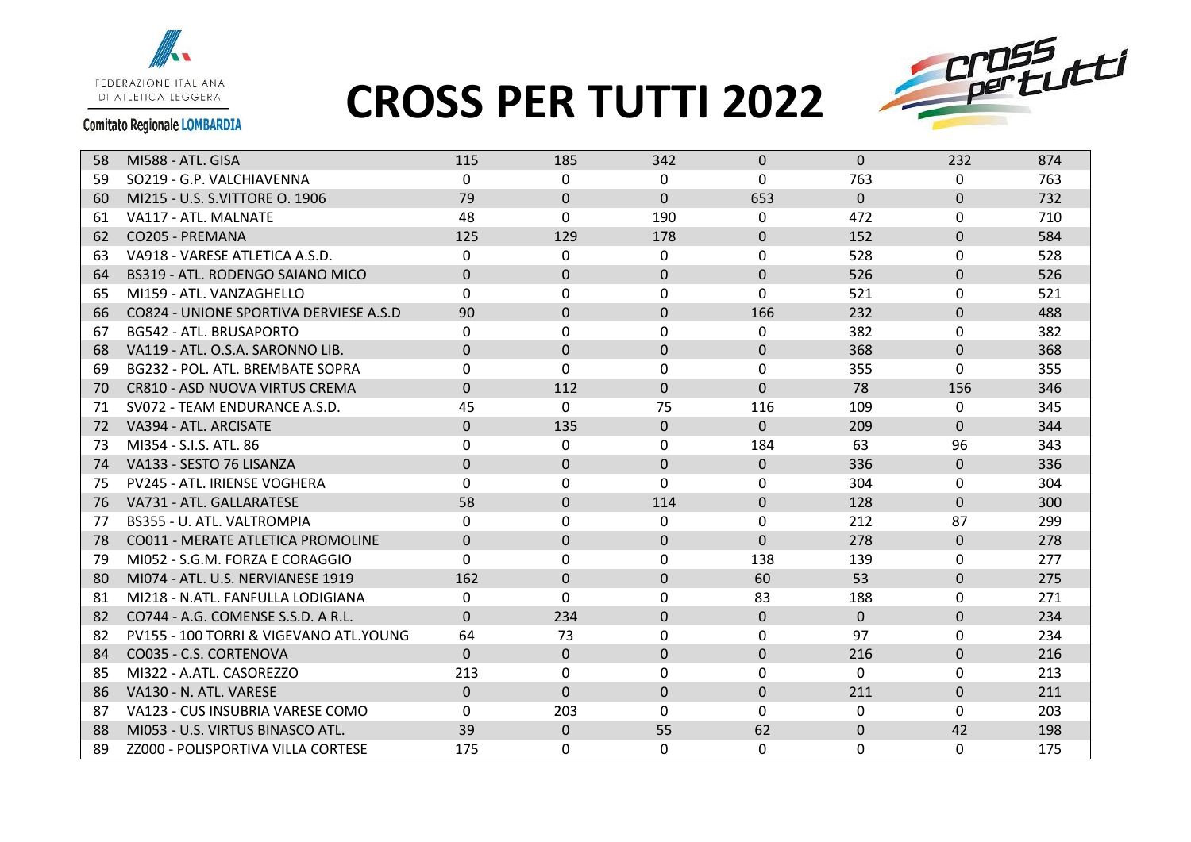# CROSS PER TUTTI 2022

FEDERAZIONE ITALIANA DI ATLETICA LEGGERA

Comitato Regionale LOMBARDIA

| | | | | | | | | |
|---|---|---|---|---|---|---|---|---|
| 58 | MI588 - ATL. GISA | 115 | 185 | 342 | 0 | 0 | 232 | 874 |
| 59 | SO219 - G.P. VALCHIAVENNA | 0 | 0 | 0 | 0 | 763 | 0 | 763 |
| 60 | MI215 - U.S. S.VITTORE O. 1906 | 79 | 0 | 0 | 653 | 0 | 0 | 732 |
| 61 | VA117 - ATL. MALNATE | 48 | 0 | 190 | 0 | 472 | 0 | 710 |
| 62 | CO205 - PREMANA | 125 | 129 | 178 | 0 | 152 | 0 | 584 |
| 63 | VA918 - VARESE ATLETICA A.S.D. | 0 | 0 | 0 | 0 | 528 | 0 | 528 |
| 64 | BS319 - ATL. RODENGO SAIANO MICO | 0 | 0 | 0 | 0 | 526 | 0 | 526 |
| 65 | MI159 - ATL. VANZAGHELLO | 0 | 0 | 0 | 0 | 521 | 0 | 521 |
| 66 | CO824 - UNIONE SPORTIVA DERVIESE A.S.D | 90 | 0 | 0 | 166 | 232 | 0 | 488 |
| 67 | BG542 - ATL. BRUSAPORTO | 0 | 0 | 0 | 0 | 382 | 0 | 382 |
| 68 | VA119 - ATL. O.S.A. SARONNO LIB. | 0 | 0 | 0 | 0 | 368 | 0 | 368 |
| 69 | BG232 - POL. ATL. BREMBATE SOPRA | 0 | 0 | 0 | 0 | 355 | 0 | 355 |
| 70 | CR810 - ASD NUOVA VIRTUS CREMA | 0 | 112 | 0 | 0 | 78 | 156 | 346 |
| 71 | SV072 - TEAM ENDURANCE A.S.D. | 45 | 0 | 75 | 116 | 109 | 0 | 345 |
| 72 | VA394 - ATL. ARCISATE | 0 | 135 | 0 | 0 | 209 | 0 | 344 |
| 73 | MI354 - S.I.S. ATL. 86 | 0 | 0 | 0 | 184 | 63 | 96 | 343 |
| 74 | VA133 - SESTO 76 LISANZA | 0 | 0 | 0 | 0 | 336 | 0 | 336 |
| 75 | PV245 - ATL. IRIENSE VOGHERA | 0 | 0 | 0 | 0 | 304 | 0 | 304 |
| 76 | VA731 - ATL. GALLARATESE | 58 | 0 | 114 | 0 | 128 | 0 | 300 |
| 77 | BS355 - U. ATL. VALTROMPIA | 0 | 0 | 0 | 0 | 212 | 87 | 299 |
| 78 | CO011 - MERATE ATLETICA PROMOLINE | 0 | 0 | 0 | 0 | 278 | 0 | 278 |
| 79 | MI052 - S.G.M. FORZA E CORAGGIO | 0 | 0 | 0 | 138 | 139 | 0 | 277 |
| 80 | MI074 - ATL. U.S. NERVIANESE 1919 | 162 | 0 | 0 | 60 | 53 | 0 | 275 |
| 81 | MI218 - N.ATL. FANFULLA LODIGIANA | 0 | 0 | 0 | 83 | 188 | 0 | 271 |
| 82 | CO744 - A.G. COMENSE S.S.D. A R.L. | 0 | 234 | 0 | 0 | 0 | 0 | 234 |
| 82 | PV155 - 100 TORRI & VIGEVANO ATL.YOUNG | 64 | 73 | 0 | 0 | 97 | 0 | 234 |
| 84 | CO035 - C.S. CORTENOVA | 0 | 0 | 0 | 0 | 216 | 0 | 216 |
| 85 | MI322 - A.ATL. CASOREZZO | 213 | 0 | 0 | 0 | 0 | 0 | 213 |
| 86 | VA130 - N. ATL. VARESE | 0 | 0 | 0 | 0 | 211 | 0 | 211 |
| 87 | VA123 - CUS INSUBRIA VARESE COMO | 0 | 203 | 0 | 0 | 0 | 0 | 203 |
| 88 | MI053 - U.S. VIRTUS BINASCO ATL. | 39 | 0 | 55 | 62 | 0 | 42 | 198 |
| 89 | ZZ000 - POLISPORTIVA VILLA CORTESE | 175 | 0 | 0 | 0 | 0 | 0 | 175 |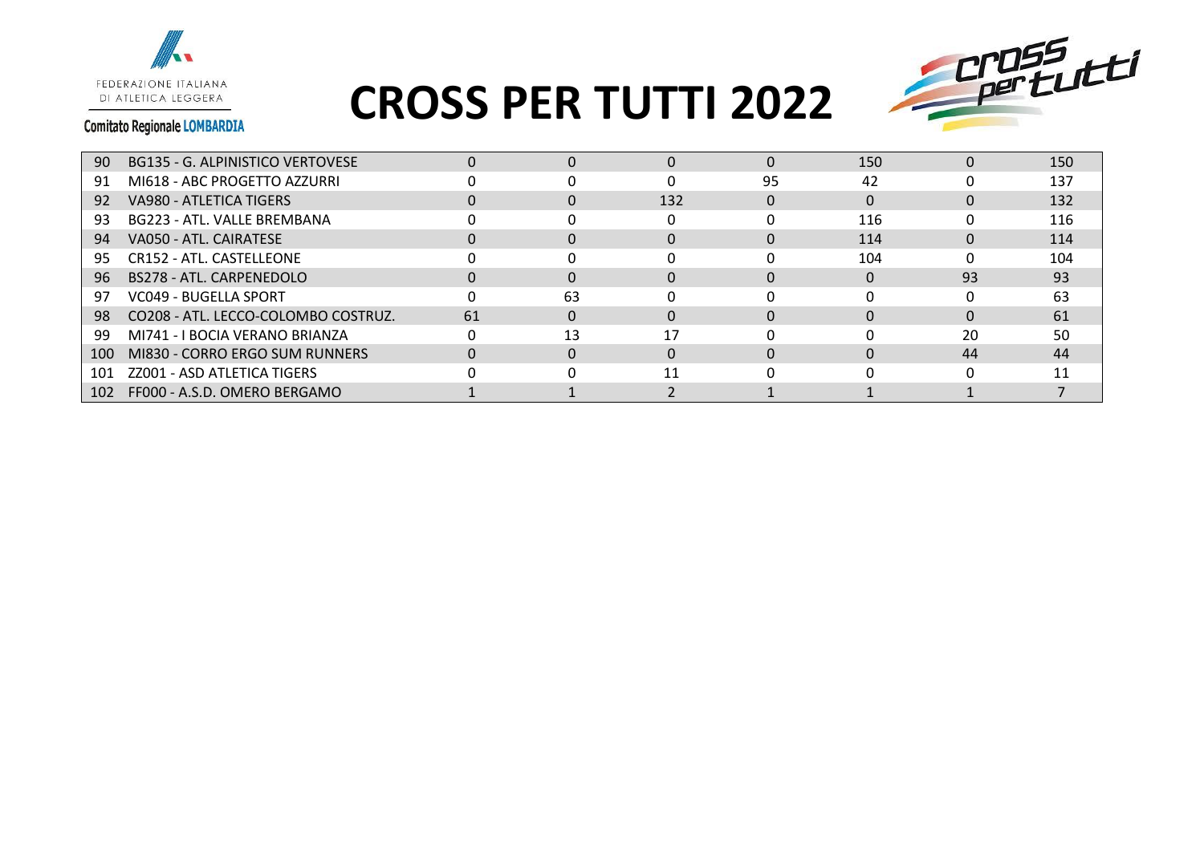FEDERAZIONE ITALIANA DI ATLETICA LEGGERA

Comitato Regionale LOMBARDIA

# CROSS PER TUTTI 2022

| | | | | | | | | |
|---|---|---|---|---|---|---|---|---|
| 90 | BG135 - G. ALPINISTICO VERTOVESE | 0 | 0 | 0 | 0 | 150 | 0 | 150 |
| 91 | MI618 - ABC PROGETTO AZZURRI | 0 | 0 | 0 | 95 | 42 | 0 | 137 |
| 92 | VA980 - ATLETICA TIGERS | 0 | 0 | 132 | 0 | 0 | 0 | 132 |
| 93 | BG223 - ATL. VALLE BREMBANA | 0 | 0 | 0 | 0 | 116 | 0 | 116 |
| 94 | VA050 - ATL. CAIRATESE | 0 | 0 | 0 | 0 | 114 | 0 | 114 |
| 95 | CR152 - ATL. CASTELLEONE | 0 | 0 | 0 | 0 | 104 | 0 | 104 |
| 96 | BS278 - ATL. CARPENEDOLO | 0 | 0 | 0 | 0 | 0 | 93 | 93 |
| 97 | VC049 - BUGELLA SPORT | 0 | 63 | 0 | 0 | 0 | 0 | 63 |
| 98 | CO208 - ATL. LECCO-COLOMBO COSTRUZ. | 61 | 0 | 0 | 0 | 0 | 0 | 61 |
| 99 | MI741 - I BOCIA VERANO BRIANZA | 0 | 13 | 17 | 0 | 0 | 20 | 50 |
| 100 | MI830 - CORRO ERGO SUM RUNNERS | 0 | 0 | 0 | 0 | 0 | 44 | 44 |
| 101 | ZZ001 - ASD ATLETICA TIGERS | 0 | 0 | 11 | 0 | 0 | 0 | 11 |
| 102 | FF000 - A.S.D. OMERO BERGAMO | 1 | 1 | 2 | 1 | 1 | 1 | 7 |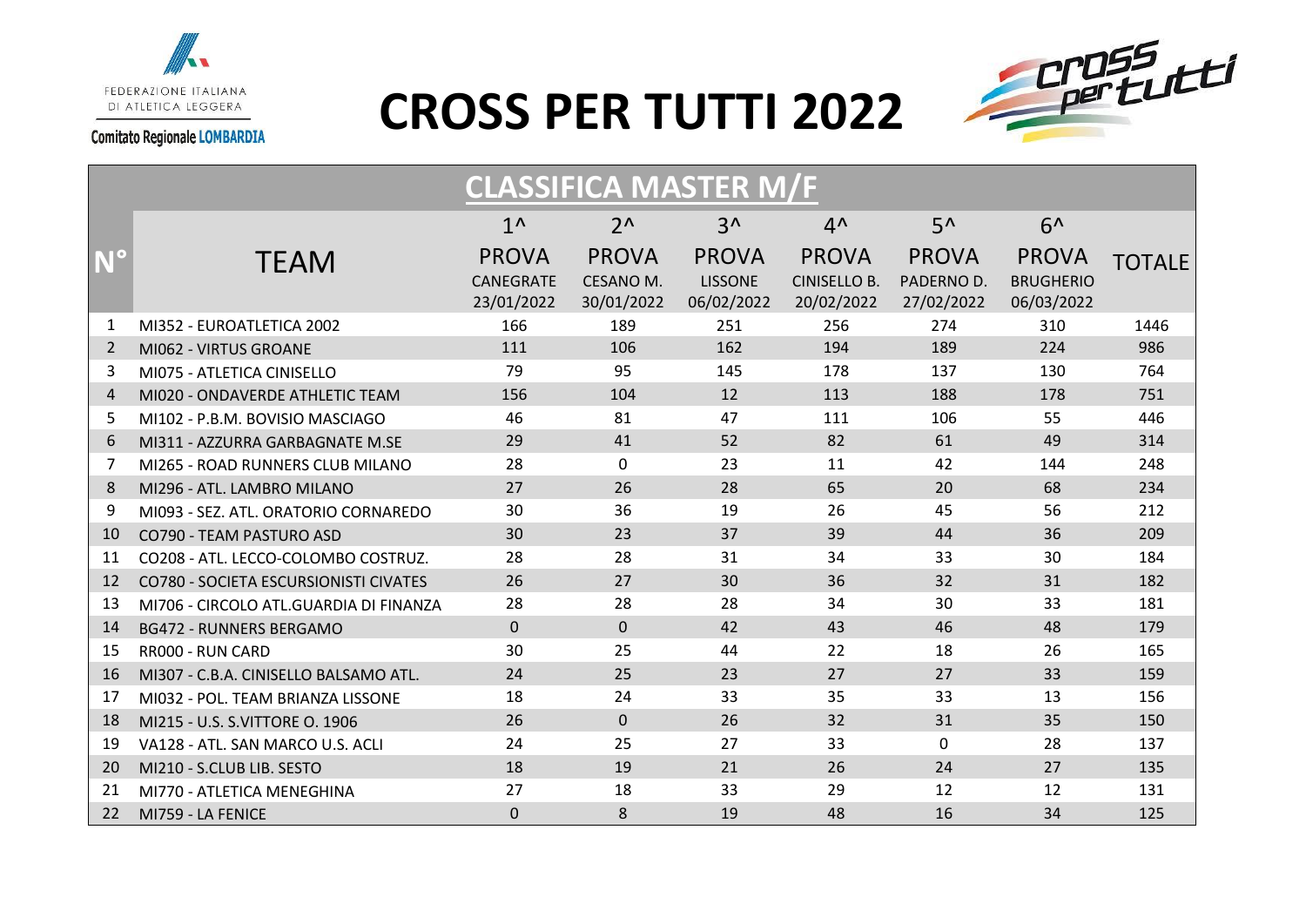FEDERAZIONE ITALIANA DI ATLETICA LEGGERA

Comitato Regionale LOMBARDIA

# CROSS PER TUTTI 2022

## CLASSIFICA MASTER M/F

| N° | TEAM | 1^ PROVA CANEGRATE 23/01/2022 | 2^ PROVA CESANO M. 30/01/2022 | 3^ PROVA LISSONE 06/02/2022 | 4^ PROVA CINISELLO B. 20/02/2022 | 5^ PROVA PADERNO D. 27/02/2022 | 6^ PROVA BRUGHERIO 06/03/2022 | TOTALE |
|---|---|---|---|---|---|---|---|---|
| 1 | MI352 - EUROATLETICA 2002 | 166 | 189 | 251 | 256 | 274 | 310 | 1446 |
| 2 | MI062 - VIRTUS GROANE | 111 | 106 | 162 | 194 | 189 | 224 | 986 |
| 3 | MI075 - ATLETICA CINISELLO | 79 | 95 | 145 | 178 | 137 | 130 | 764 |
| 4 | MI020 - ONDAVERDE ATHLETIC TEAM | 156 | 104 | 12 | 113 | 188 | 178 | 751 |
| 5 | MI102 - P.B.M. BOVISIO MASCIAGO | 46 | 81 | 47 | 111 | 106 | 55 | 446 |
| 6 | MI311 - AZZURRA GARBAGNATE M.SE | 29 | 41 | 52 | 82 | 61 | 49 | 314 |
| 7 | MI265 - ROAD RUNNERS CLUB MILANO | 28 | 0 | 23 | 11 | 42 | 144 | 248 |
| 8 | MI296 - ATL. LAMBRO MILANO | 27 | 26 | 28 | 65 | 20 | 68 | 234 |
| 9 | MI093 - SEZ. ATL. ORATORIO CORNAREDO | 30 | 36 | 19 | 26 | 45 | 56 | 212 |
| 10 | CO790 - TEAM PASTURO ASD | 30 | 23 | 37 | 39 | 44 | 36 | 209 |
| 11 | CO208 - ATL. LECCO-COLOMBO COSTRUZ. | 28 | 28 | 31 | 34 | 33 | 30 | 184 |
| 12 | CO780 - SOCIETA ESCURSIONISTI CIVATES | 26 | 27 | 30 | 36 | 32 | 31 | 182 |
| 13 | MI706 - CIRCOLO ATL.GUARDIA DI FINANZA | 28 | 28 | 28 | 34 | 30 | 33 | 181 |
| 14 | BG472 - RUNNERS BERGAMO | 0 | 0 | 42 | 43 | 46 | 48 | 179 |
| 15 | RR000 - RUN CARD | 30 | 25 | 44 | 22 | 18 | 26 | 165 |
| 16 | MI307 - C.B.A. CINISELLO BALSAMO ATL. | 24 | 25 | 23 | 27 | 27 | 33 | 159 |
| 17 | MI032 - POL. TEAM BRIANZA LISSONE | 18 | 24 | 33 | 35 | 33 | 13 | 156 |
| 18 | MI215 - U.S. S.VITTORE O. 1906 | 26 | 0 | 26 | 32 | 31 | 35 | 150 |
| 19 | VA128 - ATL. SAN MARCO U.S. ACLI | 24 | 25 | 27 | 33 | 0 | 28 | 137 |
| 20 | MI210 - S.CLUB LIB. SESTO | 18 | 19 | 21 | 26 | 24 | 27 | 135 |
| 21 | MI770 - ATLETICA MENEGHINA | 27 | 18 | 33 | 29 | 12 | 12 | 131 |
| 22 | MI759 - LA FENICE | 0 | 8 | 19 | 48 | 16 | 34 | 125 |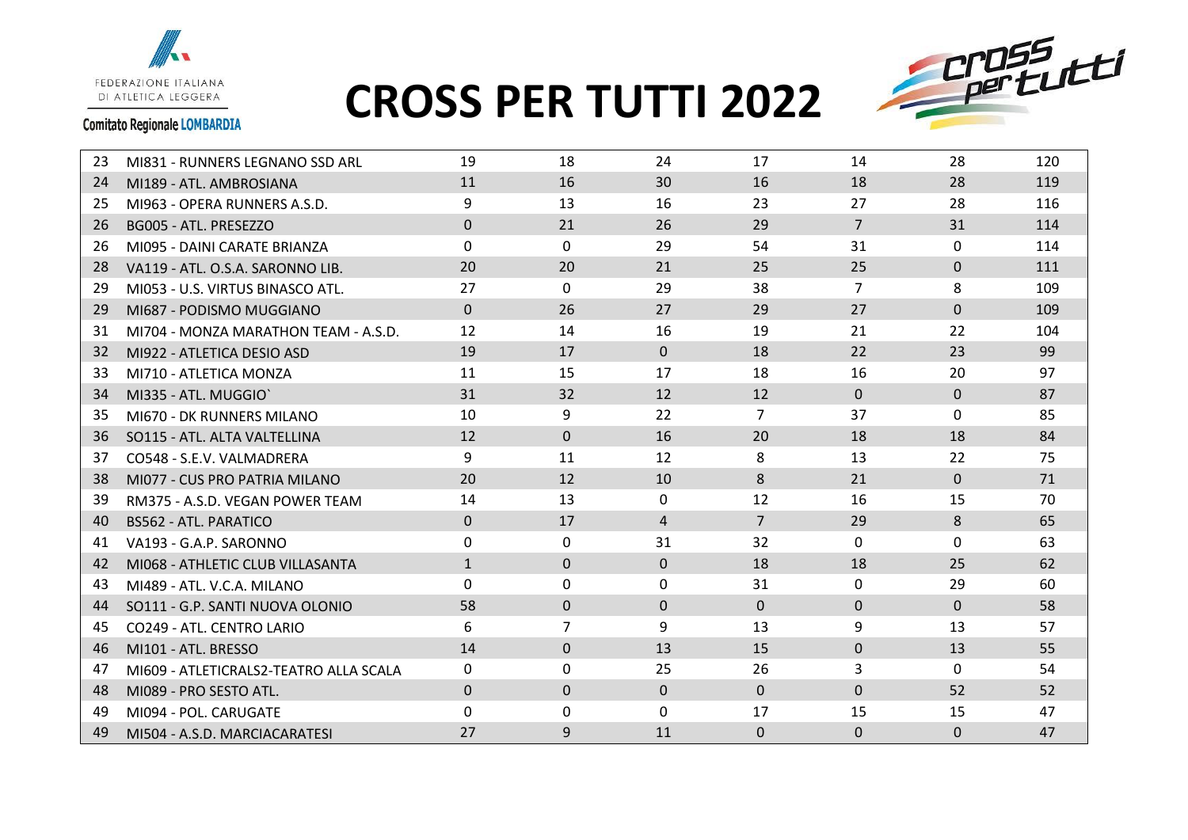# CROSS PER TUTTI 2022

| | | | | | | | | |
|---|---|---|---|---|---|---|---|---|
| 23 | MI831 - RUNNERS LEGNANO SSD ARL | 19 | 18 | 24 | 17 | 14 | 28 | 120 |
| 24 | MI189 - ATL. AMBROSIANA | 11 | 16 | 30 | 16 | 18 | 28 | 119 |
| 25 | MI963 - OPERA RUNNERS A.S.D. | 9 | 13 | 16 | 23 | 27 | 28 | 116 |
| 26 | BG005 - ATL. PRESEZZO | 0 | 21 | 26 | 29 | 7 | 31 | 114 |
| 26 | MI095 - DAINI CARATE BRIANZA | 0 | 0 | 29 | 54 | 31 | 0 | 114 |
| 28 | VA119 - ATL. O.S.A. SARONNO LIB. | 20 | 20 | 21 | 25 | 25 | 0 | 111 |
| 29 | MI053 - U.S. VIRTUS BINASCO ATL. | 27 | 0 | 29 | 38 | 7 | 8 | 109 |
| 29 | MI687 - PODISMO MUGGIANO | 0 | 26 | 27 | 29 | 27 | 0 | 109 |
| 31 | MI704 - MONZA MARATHON TEAM - A.S.D. | 12 | 14 | 16 | 19 | 21 | 22 | 104 |
| 32 | MI922 - ATLETICA DESIO ASD | 19 | 17 | 0 | 18 | 22 | 23 | 99 |
| 33 | MI710 - ATLETICA MONZA | 11 | 15 | 17 | 18 | 16 | 20 | 97 |
| 34 | MI335 - ATL. MUGGIO` | 31 | 32 | 12 | 12 | 0 | 0 | 87 |
| 35 | MI670 - DK RUNNERS MILANO | 10 | 9 | 22 | 7 | 37 | 0 | 85 |
| 36 | SO115 - ATL. ALTA VALTELLINA | 12 | 0 | 16 | 20 | 18 | 18 | 84 |
| 37 | CO548 - S.E.V. VALMADRERA | 9 | 11 | 12 | 8 | 13 | 22 | 75 |
| 38 | MI077 - CUS PRO PATRIA MILANO | 20 | 12 | 10 | 8 | 21 | 0 | 71 |
| 39 | RM375 - A.S.D. VEGAN POWER TEAM | 14 | 13 | 0 | 12 | 16 | 15 | 70 |
| 40 | BS562 - ATL. PARATICO | 0 | 17 | 4 | 7 | 29 | 8 | 65 |
| 41 | VA193 - G.A.P. SARONNO | 0 | 0 | 31 | 32 | 0 | 0 | 63 |
| 42 | MI068 - ATHLETIC CLUB VILLASANTA | 1 | 0 | 0 | 18 | 18 | 25 | 62 |
| 43 | MI489 - ATL. V.C.A. MILANO | 0 | 0 | 0 | 31 | 0 | 29 | 60 |
| 44 | SO111 - G.P. SANTI NUOVA OLONIO | 58 | 0 | 0 | 0 | 0 | 0 | 58 |
| 45 | CO249 - ATL. CENTRO LARIO | 6 | 7 | 9 | 13 | 9 | 13 | 57 |
| 46 | MI101 - ATL. BRESSO | 14 | 0 | 13 | 15 | 0 | 13 | 55 |
| 47 | MI609 - ATLETICRALS2-TEATRO ALLA SCALA | 0 | 0 | 25 | 26 | 3 | 0 | 54 |
| 48 | MI089 - PRO SESTO ATL. | 0 | 0 | 0 | 0 | 0 | 52 | 52 |
| 49 | MI094 - POL. CARUGATE | 0 | 0 | 0 | 17 | 15 | 15 | 47 |
| 49 | MI504 - A.S.D. MARCIACARATESI | 27 | 9 | 11 | 0 | 0 | 0 | 47 |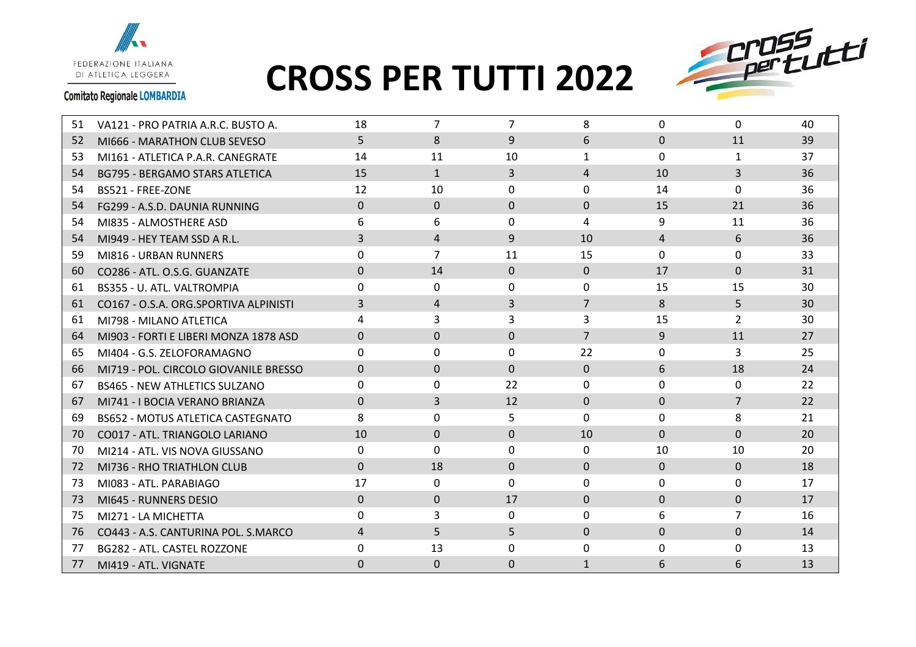FEDERAZIONE ITALIANA DI ATLETICA LEGGERA

Comitato Regionale LOMBARDIA

# CROSS PER TUTTI 2022

| | | | | | | | | |
|---|---|---|---|---|---|---|---|---|
| 51 | VA121 - PRO PATRIA A.R.C. BUSTO A. | 18 | 7 | 7 | 8 | 0 | 0 | 40 |
| 52 | MI666 - MARATHON CLUB SEVESO | 5 | 8 | 9 | 6 | 0 | 11 | 39 |
| 53 | MI161 - ATLETICA P.A.R. CANEGRATE | 14 | 11 | 10 | 1 | 0 | 1 | 37 |
| 54 | BG795 - BERGAMO STARS ATLETICA | 15 | 1 | 3 | 4 | 10 | 3 | 36 |
| 54 | BS521 - FREE-ZONE | 12 | 10 | 0 | 0 | 14 | 0 | 36 |
| 54 | FG299 - A.S.D. DAUNIA RUNNING | 0 | 0 | 0 | 0 | 15 | 21 | 36 |
| 54 | MI835 - ALMOSTHERE ASD | 6 | 6 | 0 | 4 | 9 | 11 | 36 |
| 54 | MI949 - HEY TEAM SSD A R.L. | 3 | 4 | 9 | 10 | 4 | 6 | 36 |
| 59 | MI816 - URBAN RUNNERS | 0 | 7 | 11 | 15 | 0 | 0 | 33 |
| 60 | CO286 - ATL. O.S.G. GUANZATE | 0 | 14 | 0 | 0 | 17 | 0 | 31 |
| 61 | BS355 - U. ATL. VALTROMPIA | 0 | 0 | 0 | 0 | 15 | 15 | 30 |
| 61 | CO167 - O.S.A. ORG.SPORTIVA ALPINISTI | 3 | 4 | 3 | 7 | 8 | 5 | 30 |
| 61 | MI798 - MILANO ATLETICA | 4 | 3 | 3 | 3 | 15 | 2 | 30 |
| 64 | MI903 - FORTI E LIBERI MONZA 1878 ASD | 0 | 0 | 0 | 7 | 9 | 11 | 27 |
| 65 | MI404 - G.S. ZELOFORAMAGNO | 0 | 0 | 0 | 22 | 0 | 3 | 25 |
| 66 | MI719 - POL. CIRCOLO GIOVANILE BRESSO | 0 | 0 | 0 | 0 | 6 | 18 | 24 |
| 67 | BS465 - NEW ATHLETICS SULZANO | 0 | 0 | 22 | 0 | 0 | 0 | 22 |
| 67 | MI741 - I BOCIA VERANO BRIANZA | 0 | 3 | 12 | 0 | 0 | 7 | 22 |
| 69 | BS652 - MOTUS ATLETICA CASTEGNATO | 8 | 0 | 5 | 0 | 0 | 8 | 21 |
| 70 | CO017 - ATL. TRIANGOLO LARIANO | 10 | 0 | 0 | 10 | 0 | 0 | 20 |
| 70 | MI214 - ATL. VIS NOVA GIUSSANO | 0 | 0 | 0 | 0 | 10 | 10 | 20 |
| 72 | MI736 - RHO TRIATHLON CLUB | 0 | 18 | 0 | 0 | 0 | 0 | 18 |
| 73 | MI083 - ATL. PARABIAGO | 17 | 0 | 0 | 0 | 0 | 0 | 17 |
| 73 | MI645 - RUNNERS DESIO | 0 | 0 | 17 | 0 | 0 | 0 | 17 |
| 75 | MI271 - LA MICHETTA | 0 | 3 | 0 | 0 | 6 | 7 | 16 |
| 76 | CO443 - A.S. CANTURINA POL. S.MARCO | 4 | 5 | 5 | 0 | 0 | 0 | 14 |
| 77 | BG282 - ATL. CASTEL ROZZONE | 0 | 13 | 0 | 0 | 0 | 0 | 13 |
| 77 | MI419 - ATL. VIGNATE | 0 | 0 | 0 | 1 | 6 | 6 | 13 |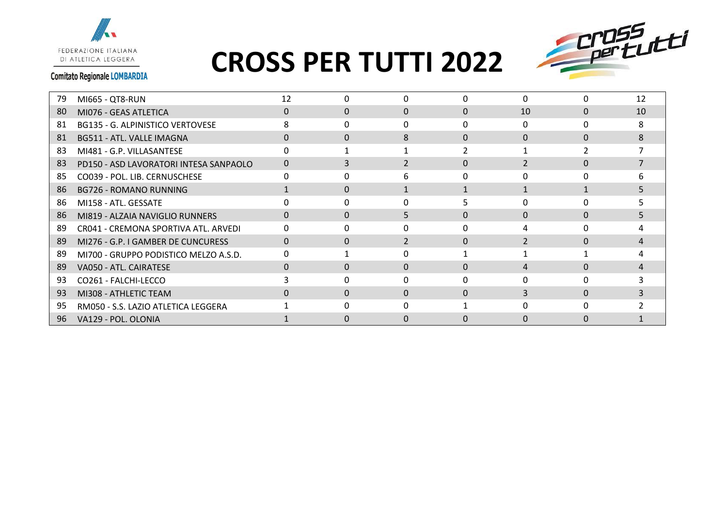# CROSS PER TUTTI 2022

FEDERAZIONE ITALIANA DI ATLETICA LEGGERA

Comitato Regionale LOMBARDIA

| | | | | | | | | |
|---|---|---|---|---|---|---|---|---|
| 79 | MI665 - QT8-RUN | 12 | 0 | 0 | 0 | 0 | 0 | 12 |
| 80 | MI076 - GEAS ATLETICA | 0 | 0 | 0 | 0 | 10 | 0 | 10 |
| 81 | BG135 - G. ALPINISTICO VERTOVESE | 8 | 0 | 0 | 0 | 0 | 0 | 8 |
| 81 | BG511 - ATL. VALLE IMAGNA | 0 | 0 | 8 | 0 | 0 | 0 | 8 |
| 83 | MI481 - G.P. VILLASANTESE | 0 | 1 | 1 | 2 | 1 | 2 | 7 |
| 83 | PD150 - ASD LAVORATORI INTESA SANPAOLO | 0 | 3 | 2 | 0 | 2 | 0 | 7 |
| 85 | CO039 - POL. LIB. CERNUSCHESE | 0 | 0 | 6 | 0 | 0 | 0 | 6 |
| 86 | BG726 - ROMANO RUNNING | 1 | 0 | 1 | 1 | 1 | 1 | 5 |
| 86 | MI158 - ATL. GESSATE | 0 | 0 | 0 | 5 | 0 | 0 | 5 |
| 86 | MI819 - ALZAIA NAVIGLIO RUNNERS | 0 | 0 | 5 | 0 | 0 | 0 | 5 |
| 89 | CR041 - CREMONA SPORTIVA ATL. ARVEDI | 0 | 0 | 0 | 0 | 4 | 0 | 4 |
| 89 | MI276 - G.P. I GAMBER DE CUNCURESS | 0 | 0 | 2 | 0 | 2 | 0 | 4 |
| 89 | MI700 - GRUPPO PODISTICO MELZO A.S.D. | 0 | 1 | 0 | 1 | 1 | 1 | 4 |
| 89 | VA050 - ATL. CAIRATESE | 0 | 0 | 0 | 0 | 4 | 0 | 4 |
| 93 | CO261 - FALCHI-LECCO | 3 | 0 | 0 | 0 | 0 | 0 | 3 |
| 93 | MI308 - ATHLETIC TEAM | 0 | 0 | 0 | 0 | 3 | 0 | 3 |
| 95 | RM050 - S.S. LAZIO ATLETICA LEGGERA | 1 | 0 | 0 | 1 | 0 | 0 | 2 |
| 96 | VA129 - POL. OLONIA | 1 | 0 | 0 | 0 | 0 | 0 | 1 |